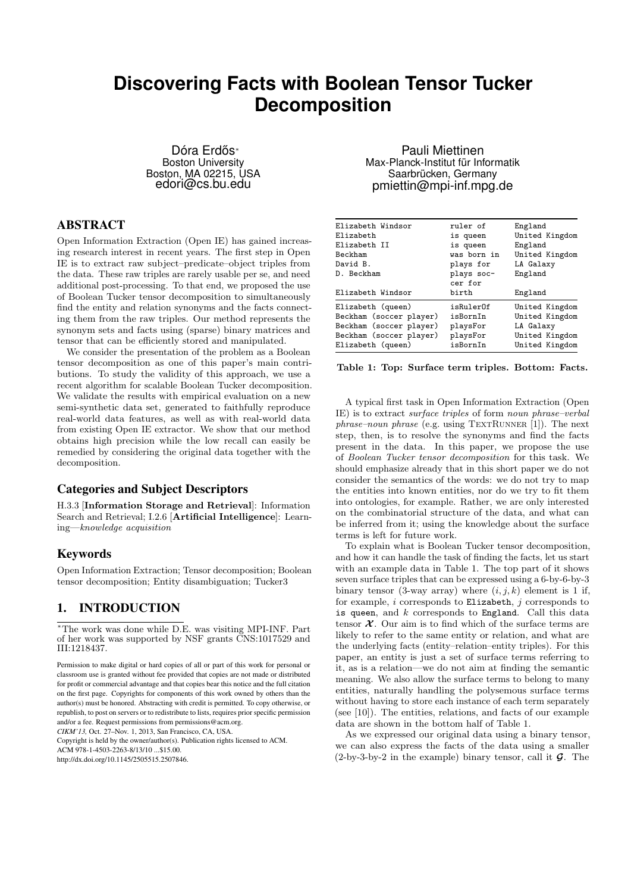# Discovering Facts with Boolean Tensor Tucker Decomposition

Dóra Erdős[*]
Boston University
Boston, MA 02215, USA
edori@cs.bu.edu

Pauli Miettinen
Max-Planck-Institut für Informatik
Saarbrücken, Germany
pmiettin@mpi-inf.mpg.de

## ABSTRACT

Open Information Extraction (Open IE) has gained increasing research interest in recent years. The first step in Open IE is to extract raw subject–predicate–object triples from the data. These raw triples are rarely usable per se, and need additional post-processing. To that end, we proposed the use of Boolean Tucker tensor decomposition to simultaneously find the entity and relation synonyms and the facts connecting them from the raw triples. Our method represents the synonym sets and facts using (sparse) binary matrices and tensor that can be efficiently stored and manipulated.

We consider the presentation of the problem as a Boolean tensor decomposition as one of this paper's main contributions. To study the validity of this approach, we use a recent algorithm for scalable Boolean Tucker decomposition. We validate the results with empirical evaluation on a new semi-synthetic data set, generated to faithfully reproduce real-world data features, as well as with real-world data from existing Open IE extractor. We show that our method obtains high precision while the low recall can easily be remedied by considering the original data together with the decomposition.

## Categories and Subject Descriptors

H.3.3 [**Information Storage and Retrieval**]: Information Search and Retrieval; I.2.6 [**Artificial Intelligence**]: Learning—*knowledge acquisition*

## Keywords

Open Information Extraction; Tensor decomposition; Boolean tensor decomposition; Entity disambiguation; Tucker3

## 1. INTRODUCTION

[*]The work was done while D.E. was visiting MPI-INF. Part of her work was supported by NSF grants CNS:1017529 and III:1218437.

Permission to make digital or hard copies of all or part of this work for personal or classroom use is granted without fee provided that copies are not made or distributed for profit or commercial advantage and that copies bear this notice and the full citation on the first page. Copyrights for components of this work owned by others than the author(s) must be honored. Abstracting with credit is permitted. To copy otherwise, or republish, to post on servers or to redistribute to lists, requires prior specific permission and/or a fee. Request permissions from permissions@acm.org.
*CIKM'13*, Oct. 27–Nov. 1, 2013, San Francisco, CA, USA.
Copyright is held by the owner/author(s). Publication rights licensed to ACM.
ACM 978-1-4503-2263-8/13/10 ...$15.00.
http://dx.doi.org/10.1145/2505515.2507846.

| | | |
|---|---|---|
| Elizabeth Windsor | ruler of | England |
| Elizabeth | is queen | United Kingdom |
| Elizabeth II | is queen | England |
| Beckham | was born in | United Kingdom |
| David B. | plays for | LA Galaxy |
| D. Beckham | plays soccer for | England |
| Elizabeth Windsor | birth | England |
| Elizabeth (queen) | isRulerOf | United Kingdom |
| Beckham (soccer player) | isBornIn | United Kingdom |
| Beckham (soccer player) | playsFor | LA Galaxy |
| Beckham (soccer player) | playsFor | United Kingdom |
| Elizabeth (queen) | isBornIn | United Kingdom |

**Table 1: Top: Surface term triples. Bottom: Facts.**

A typical first task in Open Information Extraction (Open IE) is to extract *surface triples* of form *noun phrase–verbal phrase–noun phrase* (e.g. using TextRunner [1]). The next step, then, is to resolve the synonyms and find the facts present in the data. In this paper, we propose the use of *Boolean Tucker tensor decomposition* for this task. We should emphasize already that in this short paper we do not consider the semantics of the words: we do not try to map the entities into known entities, nor do we try to fit them into ontologies, for example. Rather, we are only interested on the combinatorial structure of the data, and what can be inferred from it; using the knowledge about the surface terms is left for future work.

To explain what is Boolean Tucker tensor decomposition, and how it can handle the task of finding the facts, let us start with an example data in Table 1. The top part of it shows seven surface triples that can be expressed using a 6-by-6-by-3 binary tensor (3-way array) where $(i, j, k)$ element is 1 if, for example, $i$ corresponds to `Elizabeth`, $j$ corresponds to `is queen`, and $k$ corresponds to `England`. Call this data tensor $\boldsymbol{\mathcal{X}}$. Our aim is to find which of the surface terms are likely to refer to the same entity or relation, and what are the underlying facts (entity–relation–entity triples). For this paper, an entity is just a set of surface terms referring to it, as is a relation—we do not aim at finding the semantic meaning. We also allow the surface terms to belong to many entities, naturally handling the polysemous surface terms without having to store each instance of each term separately (see [10]). The entities, relations, and facts of our example data are shown in the bottom half of Table 1.

As we expressed our original data using a binary tensor, we can also express the facts of the data using a smaller (2-by-3-by-2 in the example) binary tensor, call it $\boldsymbol{\mathcal{G}}$. The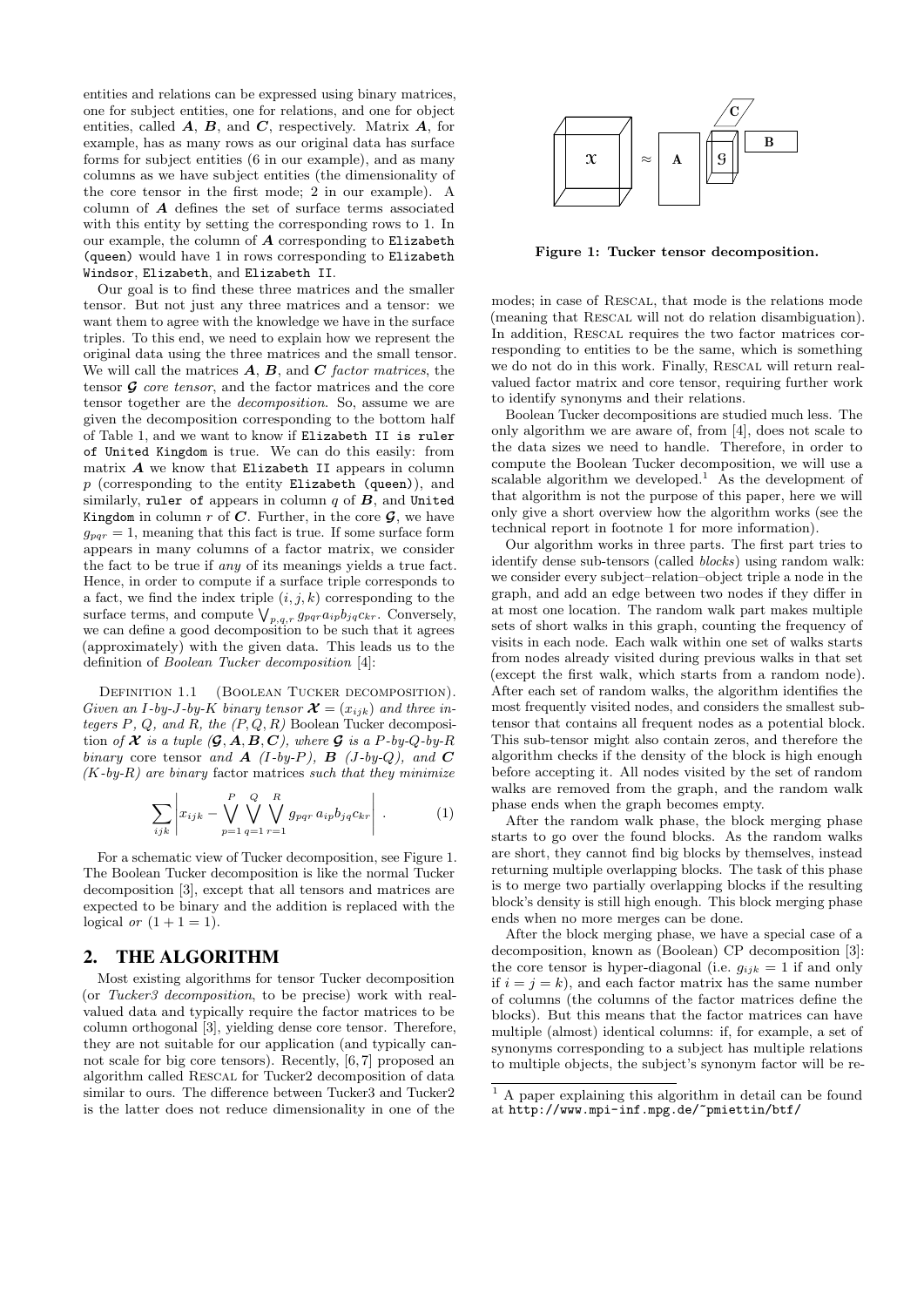entities and relations can be expressed using binary matrices, one for subject entities, one for relations, and one for object entities, called $\boldsymbol{A}$, $\boldsymbol{B}$, and $\boldsymbol{C}$, respectively. Matrix $\boldsymbol{A}$, for example, has as many rows as our original data has surface forms for subject entities (6 in our example), and as many columns as we have subject entities (the dimensionality of the core tensor in the first mode; 2 in our example). A column of $\boldsymbol{A}$ defines the set of surface terms associated with this entity by setting the corresponding rows to 1. In our example, the column of $\boldsymbol{A}$ corresponding to `Elizabeth (queen)` would have 1 in rows corresponding to `Elizabeth Windsor`, `Elizabeth`, and `Elizabeth II`.

Our goal is to find these three matrices and the smaller tensor. But not just any three matrices and a tensor: we want them to agree with the knowledge we have in the surface triples. To this end, we need to explain how we represent the original data using the three matrices and the small tensor. We will call the matrices $\boldsymbol{A}$, $\boldsymbol{B}$, and $\boldsymbol{C}$ *factor matrices*, the tensor $\boldsymbol{\mathcal{G}}$ *core tensor*, and the factor matrices and the core tensor together are the *decomposition*. So, assume we are given the decomposition corresponding to the bottom half of Table 1, and we want to know if `Elizabeth II is ruler of United Kingdom` is true. We can do this easily: from matrix $\boldsymbol{A}$ we know that `Elizabeth II` appears in column $p$ (corresponding to the entity `Elizabeth (queen)`), and similarly, `ruler of` appears in column $q$ of $\boldsymbol{B}$, and `United Kingdom` in column $r$ of $\boldsymbol{C}$. Further, in the core $\boldsymbol{\mathcal{G}}$, we have $g_{pqr} = 1$, meaning that this fact is true. If some surface form appears in many columns of a factor matrix, we consider the fact to be true if *any* of its meanings yields a true fact. Hence, in order to compute if a surface triple corresponds to a fact, we find the index triple $(i, j, k)$ corresponding to the surface terms, and compute $\bigvee_{p,q,r} g_{pqr} a_{ip} b_{jq} c_{kr}$. Conversely, we can define a good decomposition to be such that it agrees (approximately) with the given data. This leads us to the definition of *Boolean Tucker decomposition* [4]:

Definition 1.1 (Boolean Tucker decomposition). *Given an $I$-by-$J$-by-$K$ binary tensor $\boldsymbol{\mathcal{X}} = (x_{ijk})$ and three integers $P$, $Q$, and $R$, the $(P, Q, R)$* Boolean Tucker decomposition *of $\boldsymbol{\mathcal{X}}$ is a tuple $(\boldsymbol{\mathcal{G}}, \boldsymbol{A}, \boldsymbol{B}, \boldsymbol{C})$, where $\boldsymbol{\mathcal{G}}$ is a $P$-by-$Q$-by-$R$ binary* core tensor *and $\boldsymbol{A}$ ($I$-by-$P$), $\boldsymbol{B}$ ($J$-by-$Q$), and $\boldsymbol{C}$ ($K$-by-$R$) are binary* factor matrices *such that they minimize*

$$\sum_{ijk} \left| x_{ijk} - \bigvee_{p=1}^{P} \bigvee_{q=1}^{Q} \bigvee_{r=1}^{R} g_{pqr}\, a_{ip} b_{jq} c_{kr} \right| . \tag{1}$$

For a schematic view of Tucker decomposition, see Figure 1. The Boolean Tucker decomposition is like the normal Tucker decomposition [3], except that all tensors and matrices are expected to be binary and the addition is replaced with the logical *or* $(1 + 1 = 1)$.

**Figure 1: Tucker tensor decomposition.**

## 2. THE ALGORITHM

Most existing algorithms for tensor Tucker decomposition (or *Tucker3 decomposition*, to be precise) work with real-valued data and typically require the factor matrices to be column orthogonal [3], yielding dense core tensor. Therefore, they are not suitable for our application (and typically cannot scale for big core tensors). Recently, [6, 7] proposed an algorithm called Rescal for Tucker2 decomposition of data similar to ours. The difference between Tucker3 and Tucker2 is the latter does not reduce dimensionality in one of the modes; in case of Rescal, that mode is the relations mode (meaning that Rescal will not do relation disambiguation). In addition, Rescal requires the two factor matrices corresponding to entities to be the same, which is something we do not do in this work. Finally, Rescal will return real-valued factor matrix and core tensor, requiring further work to identify synonyms and their relations.

Boolean Tucker decompositions are studied much less. The only algorithm we are aware of, from [4], does not scale to the data sizes we need to handle. Therefore, in order to compute the Boolean Tucker decomposition, we will use a scalable algorithm we developed.[1] As the development of that algorithm is not the purpose of this paper, here we will only give a short overview how the algorithm works (see the technical report in footnote 1 for more information).

Our algorithm works in three parts. The first part tries to identify dense sub-tensors (called *blocks*) using random walk: we consider every subject–relation–object triple a node in the graph, and add an edge between two nodes if they differ in at most one location. The random walk part makes multiple sets of short walks in this graph, counting the frequency of visits in each node. Each walk within one set of walks starts from nodes already visited during previous walks in that set (except the first walk, which starts from a random node). After each set of random walks, the algorithm identifies the most frequently visited nodes, and considers the smallest sub-tensor that contains all frequent nodes as a potential block. This sub-tensor might also contain zeros, and therefore the algorithm checks if the density of the block is high enough before accepting it. All nodes visited by the set of random walks are removed from the graph, and the random walk phase ends when the graph becomes empty.

After the random walk phase, the block merging phase starts to go over the found blocks. As the random walks are short, they cannot find big blocks by themselves, instead returning multiple overlapping blocks. The task of this phase is to merge two partially overlapping blocks if the resulting block's density is still high enough. This block merging phase ends when no more merges can be done.

After the block merging phase, we have a special case of a decomposition, known as (Boolean) CP decomposition [3]: the core tensor is hyper-diagonal (i.e. $g_{ijk} = 1$ if and only if $i = j = k$), and each factor matrix has the same number of columns (the columns of the factor matrices define the blocks). But this means that the factor matrices can have multiple (almost) identical columns: if, for example, a set of synonyms corresponding to a subject has multiple relations to multiple objects, the subject's synonym factor will be re-

[1] A paper explaining this algorithm in detail can be found at `http://www.mpi-inf.mpg.de/~pmiettin/btf/`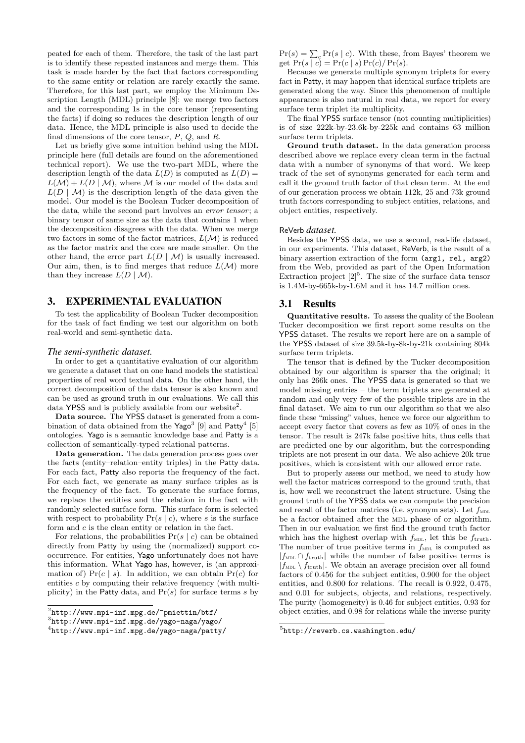peated for each of them. Therefore, the task of the last part is to identify these repeated instances and merge them. This task is made harder by the fact that factors corresponding to the same entity or relation are rarely exactly the same. Therefore, for this last part, we employ the Minimum Description Length (MDL) principle [8]: we merge two factors and the corresponding 1s in the core tensor (representing the facts) if doing so reduces the description length of our data. Hence, the MDL principle is also used to decide the final dimensions of the core tensor, $P$, $Q$, and $R$.

Let us briefly give some intuition behind using the MDL principle here (full details are found on the aforementioned technical report). We use the two-part MDL, where the description length of the data $L(D)$ is computed as $L(D) = L(\mathcal{M}) + L(D \mid \mathcal{M})$, where $\mathcal{M}$ is our model of the data and $L(D \mid \mathcal{M})$ is the description length of the data given the model. Our model is the Boolean Tucker decomposition of the data, while the second part involves an *error tensor*; a binary tensor of same size as the data that contains 1 when the decomposition disagrees with the data. When we merge two factors in some of the factor matrices, $L(\mathcal{M})$ is reduced as the factor matrix and the core are made smaller. On the other hand, the error part $L(D \mid \mathcal{M})$ is usually increased. Our aim, then, is to find merges that reduce $L(\mathcal{M})$ more than they increase $L(D \mid \mathcal{M})$.

## 3. EXPERIMENTAL EVALUATION

To test the applicability of Boolean Tucker decomposition for the task of fact finding we test our algorithm on both real-world and semi-synthetic data.

### *The semi-synthetic dataset.*

In order to get a quantitative evaluation of our algorithm we generate a dataset that on one hand models the statistical properties of real word textual data. On the other hand, the correct decomposition of the data tensor is also known and can be used as ground truth in our evaluations. We call this data YPSS and is publicly available from our website[2].

**Data source.** The YPSS dataset is generated from a combination of data obtained from the Yago[3] [9] and Patty[4] [5] ontologies. Yago is a semantic knowledge base and Patty is a collection of semantically-typed relational patterns.

**Data generation.** The data generation process goes over the facts (entity–relation–entity triples) in the Patty data. For each fact, Patty also reports the frequency of the fact. For each fact, we generate as many surface triples as is the frequency of the fact. To generate the surface forms, we replace the entities and the relation in the fact with randomly selected surface form. This surface form is selected with respect to probability $\Pr(s \mid c)$, where $s$ is the surface form and $c$ is the clean entity or relation in the fact.

For relations, the probabilities $\Pr(s \mid c)$ can be obtained directly from Patty by using the (normalized) support co-occurrence. For entities, Yago unfortunately does not have this information. What Yago has, however, is (an approximation of) $\Pr(c \mid s)$. In addition, we can obtain $\Pr(c)$ for entities $c$ by computing their relative frequency (with multiplicity) in the Patty data, and $\Pr(s)$ for surface terms $s$ by $\Pr(s) = \sum_c \Pr(s \mid c)$. With these, from Bayes' theorem we get $\Pr(s \mid c) = \Pr(c \mid s)\Pr(c)/\Pr(s)$.

Because we generate multiple synonym triplets for every fact in Patty, it may happen that identical surface triplets are generated along the way. Since this phenomenon of multiple appearance is also natural in real data, we report for every surface term triplet its multiplicity.

The final YPSS surface tensor (not counting multiplicities) is of size 222k-by-23.6k-by-225k and contains 63 million surface term triplets.

**Ground truth dataset.** In the data generation process described above we replace every clean term in the factual data with a number of synonyms of that word. We keep track of the set of synonyms generated for each term and call it the ground truth factor of that clean term. At the end of our generation process we obtain 112k, 25 and 73k ground truth factors corresponding to subject entities, relations, and object entities, respectively.

### ReVerb *dataset.*

Besides the YPSS data, we use a second, real-life dataset, in our experiments. This dataset, ReVerb, is the result of a binary assertion extraction of the form (arg1, rel, arg2) from the Web, provided as part of the Open Information Extraction project [2][5]. The size of the surface data tensor is 1.4M-by-665k-by-1.6M and it has 14.7 million ones.

## 3.1 Results

**Quantitative results.** To assess the quality of the Boolean Tucker decomposition we first report some results on the YPSS dataset. The results we report here are on a sample of the YPSS dataset of size 39.5k-by-8k-by-21k containing 804k surface term triplets.

The tensor that is defined by the Tucker decomposition obtained by our algorithm is sparser tha the original; it only has 266k ones. The YPSS data is generated so that we model missing entries – the term triplets are generated at random and only very few of the possible triplets are in the final dataset. We aim to run our algorithm so that we also finde these "missing" values, hence we force our algorithm to accept every factor that covers as few as 10% of ones in the tensor. The result is 247k false positive hits, thus cells that are predicted one by our algorithm, but the corresponding triplets are not present in our data. We also achieve 20k true positives, which is consistent with our allowed error rate.

But to properly assess our method, we need to study how well the factor matrices correspond to the ground truth, that is, how well we reconstruct the latent structure. Using the ground truth of the YPSS data we can compute the precision and recall of the factor matrices (i.e. synonym sets). Let $f_{\text{MDL}}$ be a factor obtained after the MDL phase of or algorithm. Then in our evaluation we first find the ground truth factor which has the highest overlap with $f_{\text{MDL}}$, let this be $f_{\text{truth}}$. The number of true positive terms in $f_{\text{MDL}}$ is computed as $|f_{\text{MDL}} \cap f_{\text{truth}}|$ while the number of false positive terms is $|f_{\text{MDL}} \setminus f_{\text{truth}}|$. We obtain an average precision over all found factors of 0.456 for the subject entities, 0.900 for the object entities, and 0.800 for relations. The recall is 0.922, 0.475, and 0.01 for subjects, objects, and relations, respectively. The purity (homogeneity) is 0.46 for subject entities, 0.93 for object entities, and 0.98 for relations while the inverse purity

[2] http://www.mpi-inf.mpg.de/~pmiettin/btf/

[3] http://www.mpi-inf.mpg.de/yago-naga/yago/

[4] http://www.mpi-inf.mpg.de/yago-naga/patty/

[5] http://reverb.cs.washington.edu/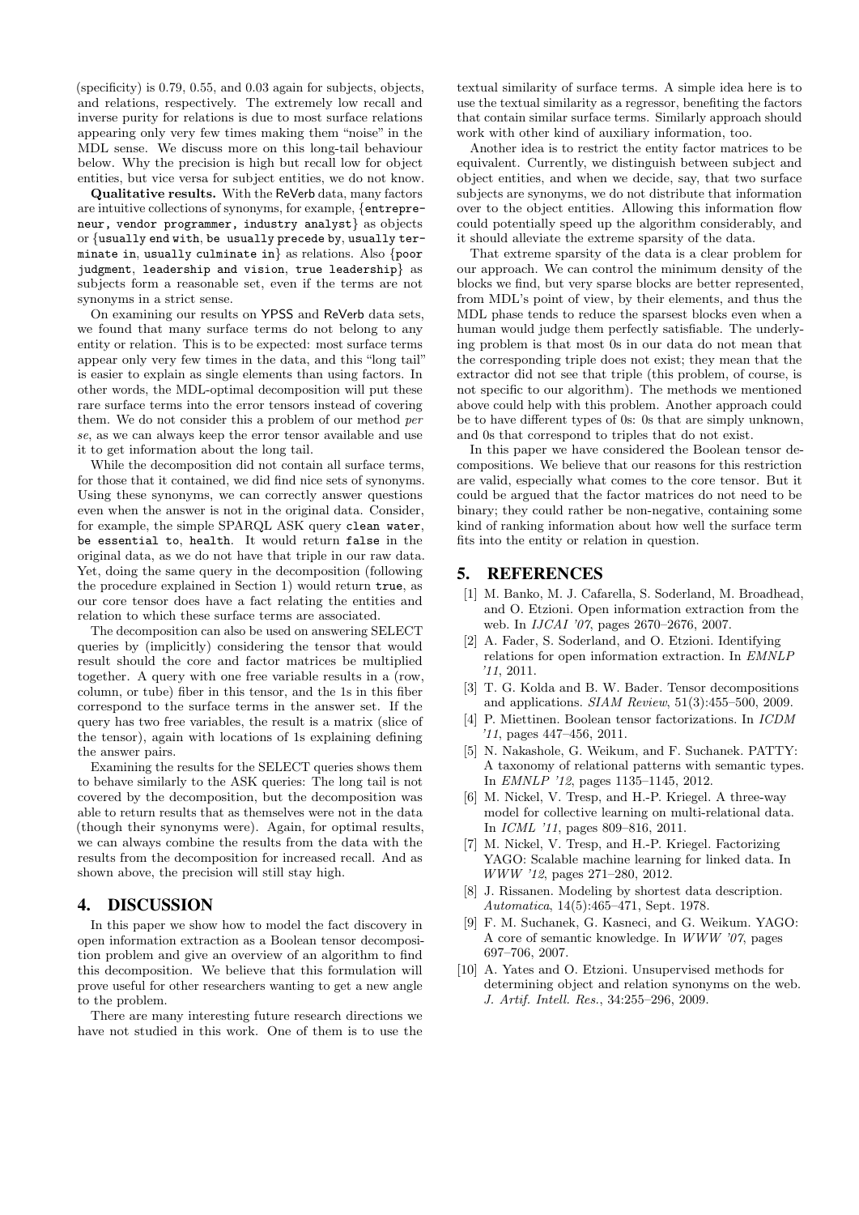(specificity) is 0.79, 0.55, and 0.03 again for subjects, objects, and relations, respectively. The extremely low recall and inverse purity for relations is due to most surface relations appearing only very few times making them "noise" in the MDL sense. We discuss more on this long-tail behaviour below. Why the precision is high but recall low for object entities, but vice versa for subject entities, we do not know.

**Qualitative results.** With the ReVerb data, many factors are intuitive collections of synonyms, for example, {`entrepreneur, vendor programmer, industry analyst`} as objects or {`usually end with`, `be usually precede by`, `usually terminate in`, `usually culminate in`} as relations. Also {`poor judgment`, `leadership and vision`, `true leadership`} as subjects form a reasonable set, even if the terms are not synonyms in a strict sense.

On examining our results on YPSS and ReVerb data sets, we found that many surface terms do not belong to any entity or relation. This is to be expected: most surface terms appear only very few times in the data, and this "long tail" is easier to explain as single elements than using factors. In other words, the MDL-optimal decomposition will put these rare surface terms into the error tensors instead of covering them. We do not consider this a problem of our method *per se*, as we can always keep the error tensor available and use it to get information about the long tail.

While the decomposition did not contain all surface terms, for those that it contained, we did find nice sets of synonyms. Using these synonyms, we can correctly answer questions even when the answer is not in the original data. Consider, for example, the simple SPARQL ASK query `clean water`, `be essential to`, `health`. It would return `false` in the original data, as we do not have that triple in our raw data. Yet, doing the same query in the decomposition (following the procedure explained in Section 1) would return `true`, as our core tensor does have a fact relating the entities and relation to which these surface terms are associated.

The decomposition can also be used on answering SELECT queries by (implicitly) considering the tensor that would result should the core and factor matrices be multiplied together. A query with one free variable results in a (row, column, or tube) fiber in this tensor, and the 1s in this fiber correspond to the surface terms in the answer set. If the query has two free variables, the result is a matrix (slice of the tensor), again with locations of 1s explaining defining the answer pairs.

Examining the results for the SELECT queries shows them to behave similarly to the ASK queries: The long tail is not covered by the decomposition, but the decomposition was able to return results that as themselves were not in the data (though their synonyms were). Again, for optimal results, we can always combine the results from the data with the results from the decomposition for increased recall. And as shown above, the precision will still stay high.

## 4. DISCUSSION

In this paper we show how to model the fact discovery in open information extraction as a Boolean tensor decomposition problem and give an overview of an algorithm to find this decomposition. We believe that this formulation will prove useful for other researchers wanting to get a new angle to the problem.

There are many interesting future research directions we have not studied in this work. One of them is to use the textual similarity of surface terms. A simple idea here is to use the textual similarity as a regressor, benefiting the factors that contain similar surface terms. Similarly approach should work with other kind of auxiliary information, too.

Another idea is to restrict the entity factor matrices to be equivalent. Currently, we distinguish between subject and object entities, and when we decide, say, that two surface subjects are synonyms, we do not distribute that information over to the object entities. Allowing this information flow could potentially speed up the algorithm considerably, and it should alleviate the extreme sparsity of the data.

That extreme sparsity of the data is a clear problem for our approach. We can control the minimum density of the blocks we find, but very sparse blocks are better represented, from MDL's point of view, by their elements, and thus the MDL phase tends to reduce the sparsest blocks even when a human would judge them perfectly satisfiable. The underlying problem is that most 0s in our data do not mean that the corresponding triple does not exist; they mean that the extractor did not see that triple (this problem, of course, is not specific to our algorithm). The methods we mentioned above could help with this problem. Another approach could be to have different types of 0s: 0s that are simply unknown, and 0s that correspond to triples that do not exist.

In this paper we have considered the Boolean tensor decompositions. We believe that our reasons for this restriction are valid, especially what comes to the core tensor. But it could be argued that the factor matrices do not need to be binary; they could rather be non-negative, containing some kind of ranking information about how well the surface term fits into the entity or relation in question.

## 5. REFERENCES

[1] M. Banko, M. J. Cafarella, S. Soderland, M. Broadhead, and O. Etzioni. Open information extraction from the web. In *IJCAI '07*, pages 2670–2676, 2007.

[2] A. Fader, S. Soderland, and O. Etzioni. Identifying relations for open information extraction. In *EMNLP '11*, 2011.

[3] T. G. Kolda and B. W. Bader. Tensor decompositions and applications. *SIAM Review*, 51(3):455–500, 2009.

[4] P. Miettinen. Boolean tensor factorizations. In *ICDM '11*, pages 447–456, 2011.

[5] N. Nakashole, G. Weikum, and F. Suchanek. PATTY: A taxonomy of relational patterns with semantic types. In *EMNLP '12*, pages 1135–1145, 2012.

[6] M. Nickel, V. Tresp, and H.-P. Kriegel. A three-way model for collective learning on multi-relational data. In *ICML '11*, pages 809–816, 2011.

[7] M. Nickel, V. Tresp, and H.-P. Kriegel. Factorizing YAGO: Scalable machine learning for linked data. In *WWW '12*, pages 271–280, 2012.

[8] J. Rissanen. Modeling by shortest data description. *Automatica*, 14(5):465–471, Sept. 1978.

[9] F. M. Suchanek, G. Kasneci, and G. Weikum. YAGO: A core of semantic knowledge. In *WWW '07*, pages 697–706, 2007.

[10] A. Yates and O. Etzioni. Unsupervised methods for determining object and relation synonyms on the web. *J. Artif. Intell. Res.*, 34:255–296, 2009.